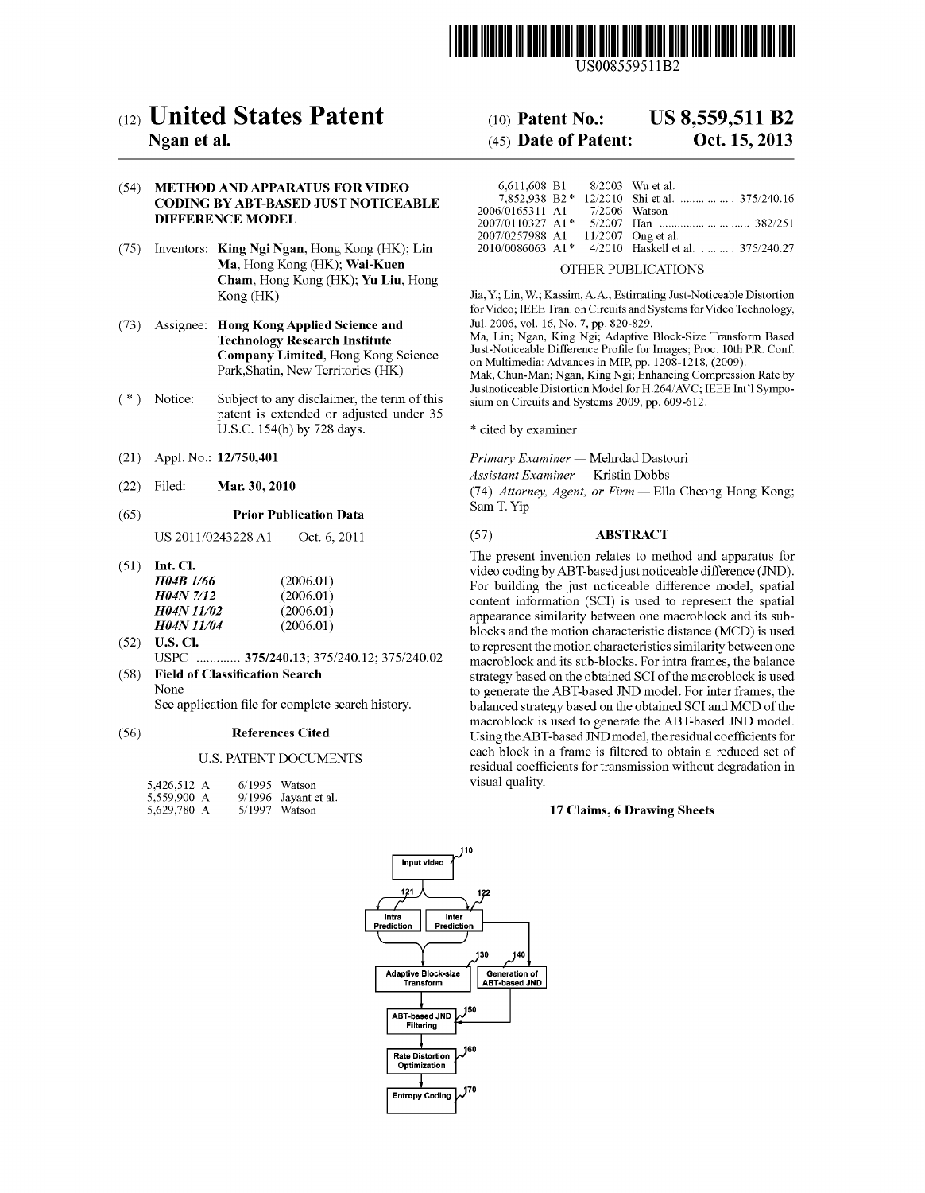US008559511B2

# (12) United States Patent
**Ngan et al.**

(10) **Patent No.: US 8,559,511 B2**

(45) **Date of Patent: Oct. 15, 2013**

(54) **METHOD AND APPARATUS FOR VIDEO CODING BY ABT-BASED JUST NOTICEABLE DIFFERENCE MODEL**

(75) Inventors: **King Ngi Ngan**, Hong Kong (HK); **Lin Ma**, Hong Kong (HK); **Wai-Kuen Cham**, Hong Kong (HK); **Yu Liu**, Hong Kong (HK)

(73) Assignee: **Hong Kong Applied Science and Technology Research Institute Company Limited**, Hong Kong Science Park,Shatin, New Territories (HK)

( * ) Notice: Subject to any disclaimer, the term of this patent is extended or adjusted under 35 U.S.C. 154(b) by 728 days.

(21) Appl. No.: **12/750,401**

(22) Filed: **Mar. 30, 2010**

(65) **Prior Publication Data**

US 2011/0243228 A1 Oct. 6, 2011

(51) **Int. Cl.**

| | |
|---|---|
| *H04B 1/66* | (2006.01) |
| *H04N 7/12* | (2006.01) |
| *H04N 11/02* | (2006.01) |
| *H04N 11/04* | (2006.01) |

(52) **U.S. Cl.**

USPC ............. **375/240.13**; 375/240.12; 375/240.02

(58) **Field of Classification Search**

None

See application file for complete search history.

(56) **References Cited**

U.S. PATENT DOCUMENTS

| | | |
|---|---|---|
| 5,426,512 A | 6/1995 | Watson |
| 5,559,900 A | 9/1996 | Jayant et al. |
| 5,629,780 A | 5/1997 | Watson |
| 6,611,608 B1 | 8/2003 | Wu et al. |
| 7,852,938 B2 * | 12/2010 | Shi et al. .................. 375/240.16 |
| 2006/0165311 A1 | 7/2006 | Watson |
| 2007/0110327 A1 * | 5/2007 | Han ............................. 382/251 |
| 2007/0257988 A1 | 11/2007 | Ong et al. |
| 2010/0086063 A1 * | 4/2010 | Haskell et al. ........... 375/240.27 |

OTHER PUBLICATIONS

Jia, Y.; Lin, W.; Kassim, A.A.; Estimating Just-Noticeable Distortion for Video; IEEE Tran. on Circuits and Systems for Video Technology, Jul. 2006, vol. 16, No. 7, pp. 820-829.

Ma, Lin; Ngan, King Ngi; Adaptive Block-Size Transform Based Just-Noticeable Difference Profile for Images; Proc. 10th P.R. Conf. on Multimedia: Advances in MIP, pp. 1208-1218, (2009).

Mak, Chun-Man; Ngan, King Ngi; Enhancing Compression Rate by Justnoticeable Distortion Model for H.264/AVC; IEEE Int'l Symposium on Circuits and Systems 2009, pp. 609-612.

\* cited by examiner

*Primary Examiner* — Mehrdad Dastouri

*Assistant Examiner* — Kristin Dobbs

(74) *Attorney, Agent, or Firm* — Ella Cheong Hong Kong; Sam T. Yip

(57) **ABSTRACT**

The present invention relates to method and apparatus for video coding by ABT-based just noticeable difference (JND). For building the just noticeable difference model, spatial content information (SCI) is used to represent the spatial appearance similarity between one macroblock and its sub-blocks and the motion characteristic distance (MCD) is used to represent the motion characteristics similarity between one macroblock and its sub-blocks. For intra frames, the balance strategy based on the obtained SCI of the macroblock is used to generate the ABT-based JND model. For inter frames, the balanced strategy based on the obtained SCI and MCD of the macroblock is used to generate the ABT-based JND model. Using the ABT-based JND model, the residual coefficients for each block in a frame is filtered to obtain a reduced set of residual coefficients for transmission without degradation in visual quality.

**17 Claims, 6 Drawing Sheets**

Input video (110) → Intra Prediction (121) / Inter Prediction (122) → Adaptive Block-size Transform (130); Generation of ABT-based JND (140) → ABT-based JND Filtering (150) → Rate Distortion Optimization (160) → Entropy Coding (170)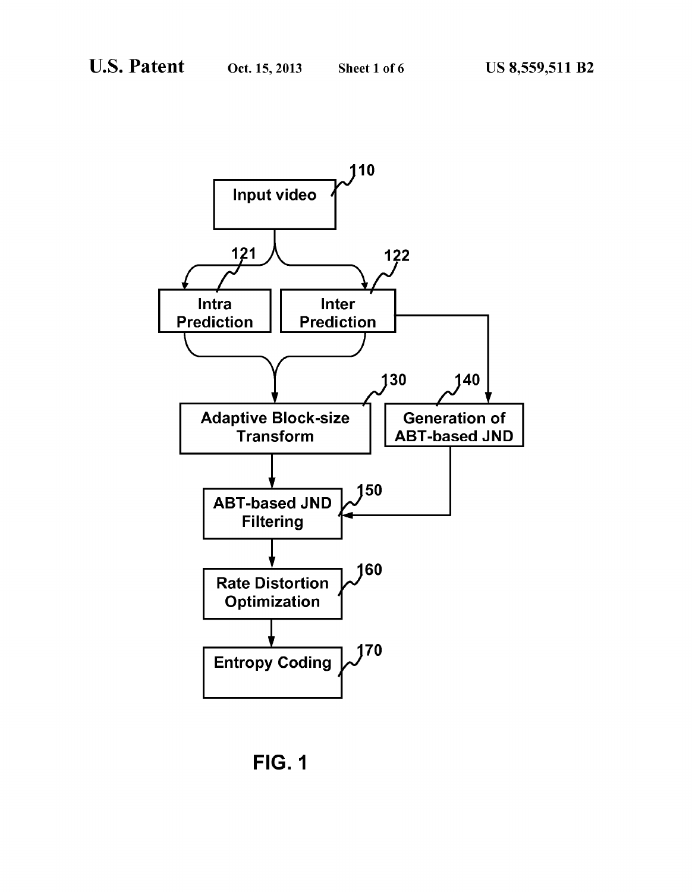Input video 110

Intra Prediction 121

Inter Prediction 122

Adaptive Block-size Transform 130

Generation of ABT-based JND 140

ABT-based JND Filtering 150

Rate Distortion Optimization 160

Entropy Coding 170

FIG. 1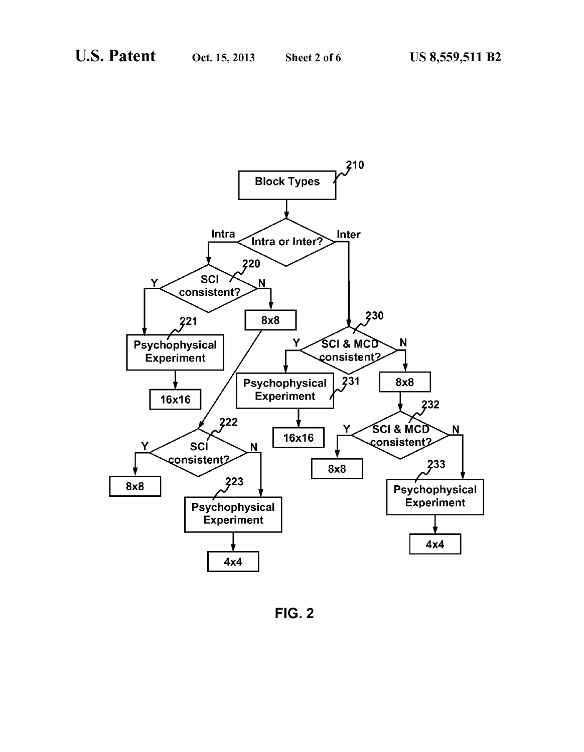210 Block Types

Intra or Inter?

- Intra → 220 SCI consistent?
  - Y → 221 Psychophysical Experiment → 16x16
  - N → 8x8 → 222 SCI consistent?
    - Y → 8x8
    - N → 223 Psychophysical Experiment → 4x4
- Inter → 230 SCI & MCD consistent?
  - Y → 231 Psychophysical Experiment → 16x16
  - N → 8x8 → 232 SCI & MCD consistent?
    - Y → 8x8
    - N → 233 Psychophysical Experiment → 4x4

FIG. 2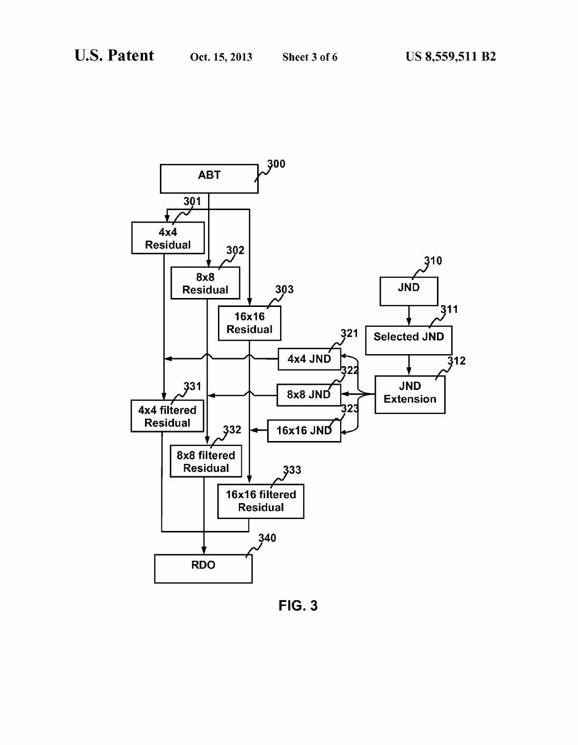FIG. 3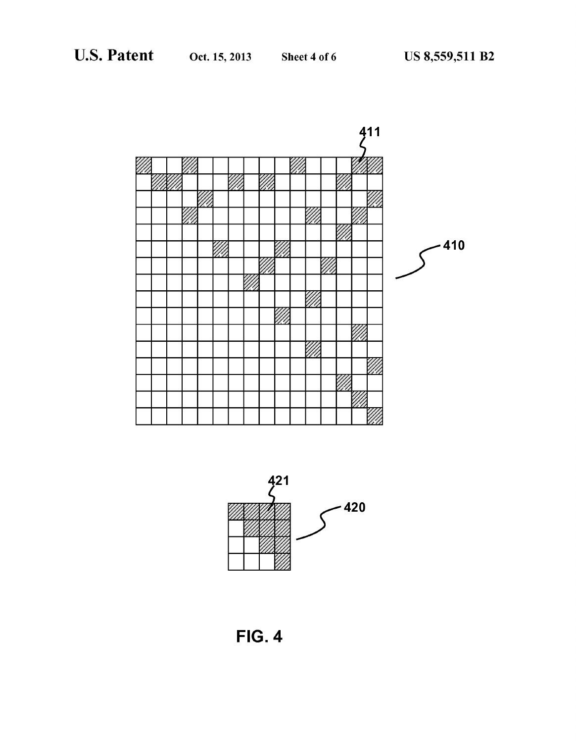411

410

421

420

FIG. 4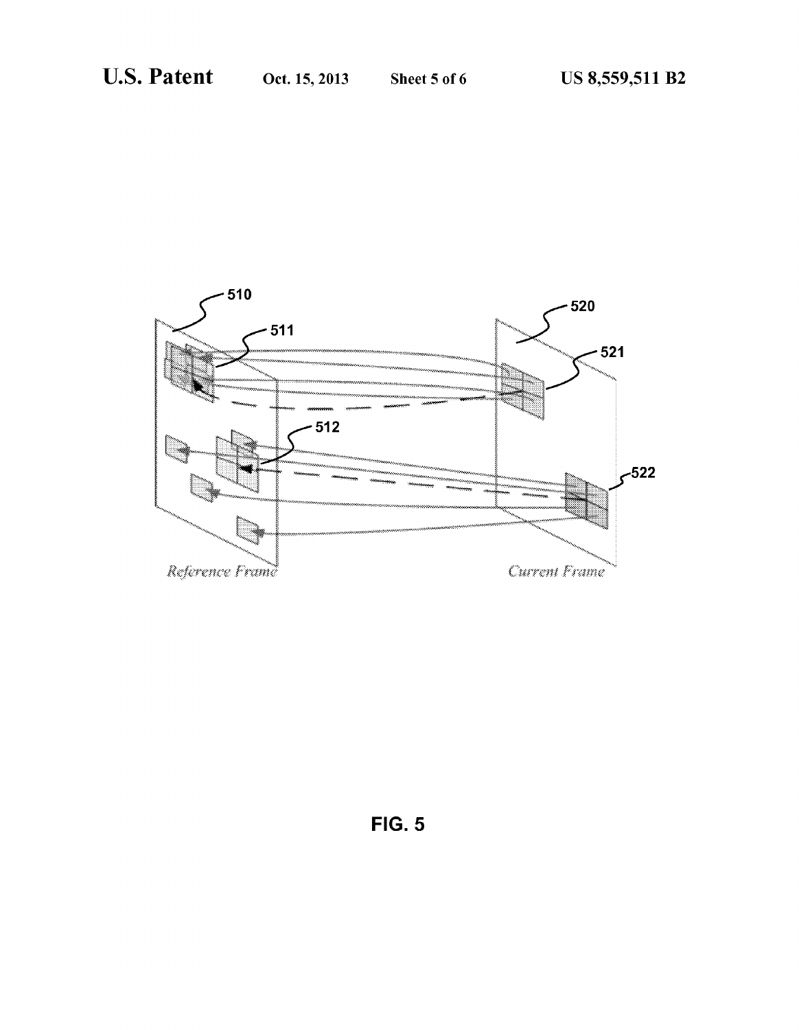FIG. 5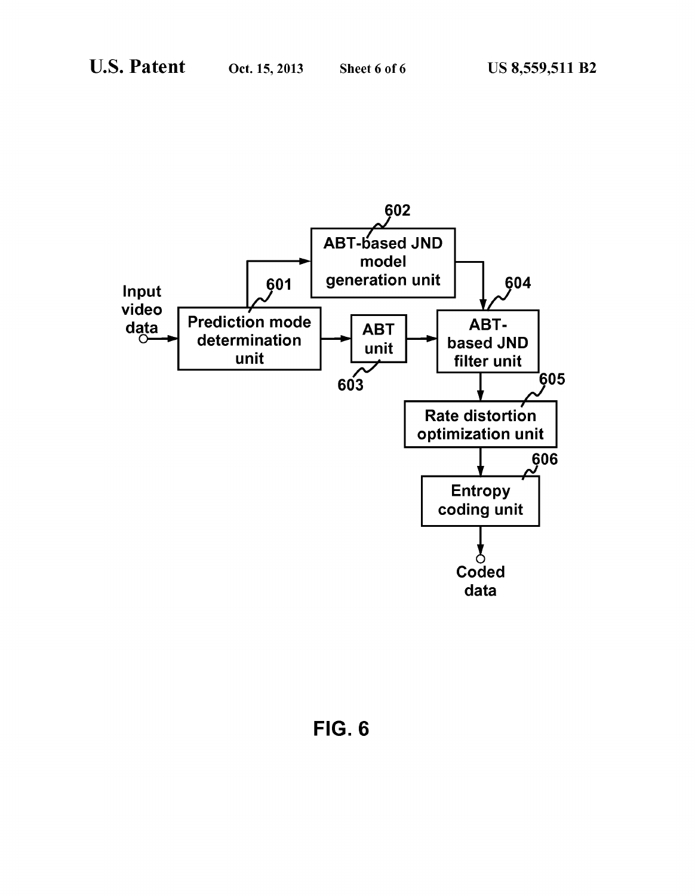Input video data

601 Prediction mode determination unit

602 ABT-based JND model generation unit

603 ABT unit

604 ABT-based JND filter unit

605 Rate distortion optimization unit

606 Entropy coding unit

Coded data

**FIG. 6**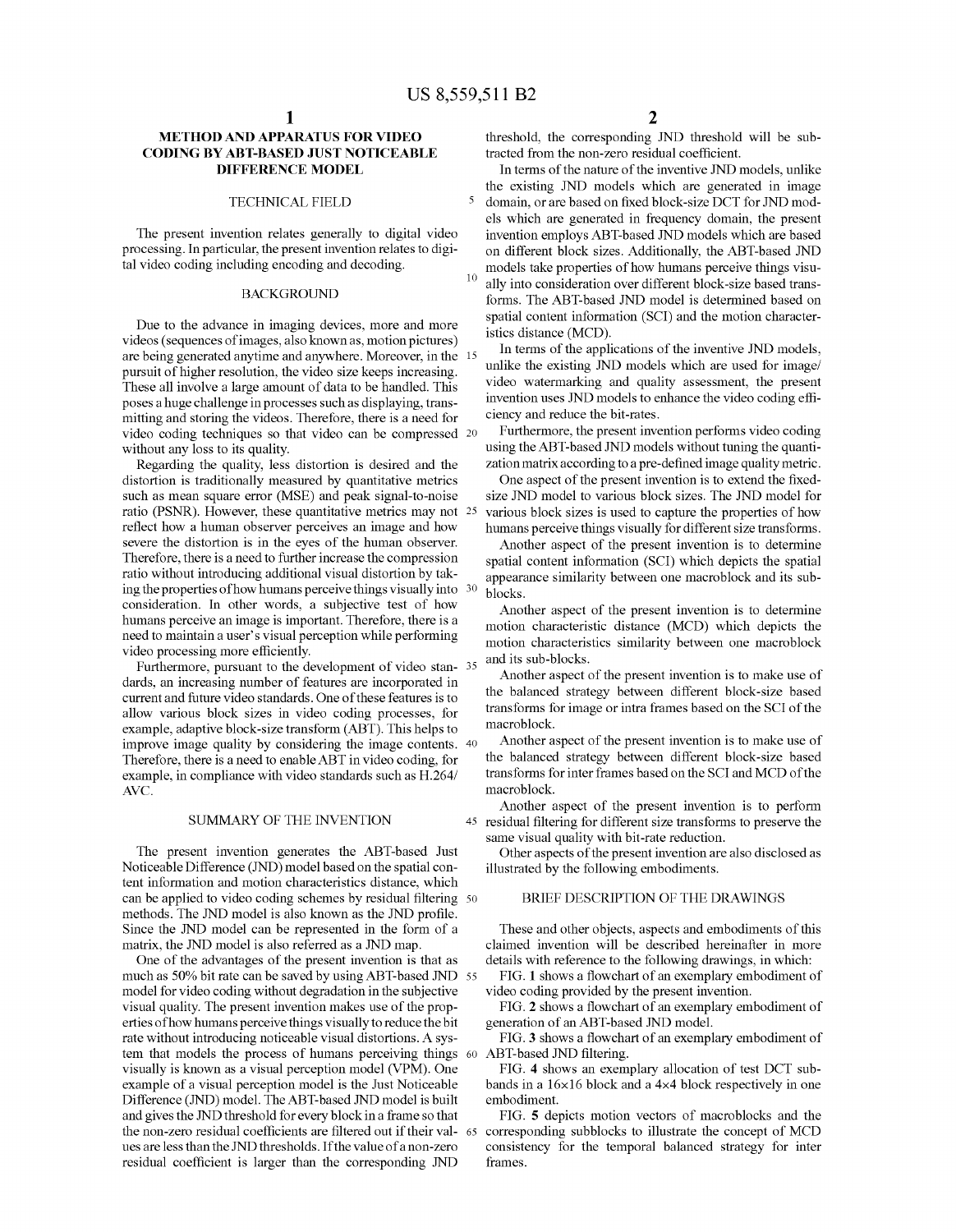# METHOD AND APPARATUS FOR VIDEO CODING BY ABT-BASED JUST NOTICEABLE DIFFERENCE MODEL

## TECHNICAL FIELD

The present invention relates generally to digital video processing. In particular, the present invention relates to digital video coding including encoding and decoding.

## BACKGROUND

Due to the advance in imaging devices, more and more videos (sequences of images, also known as, motion pictures) are being generated anytime and anywhere. Moreover, in the pursuit of higher resolution, the video size keeps increasing. These all involve a large amount of data to be handled. This poses a huge challenge in processes such as displaying, transmitting and storing the videos. Therefore, there is a need for video coding techniques so that video can be compressed without any loss to its quality.

Regarding the quality, less distortion is desired and the distortion is traditionally measured by quantitative metrics such as mean square error (MSE) and peak signal-to-noise ratio (PSNR). However, these quantitative metrics may not reflect how a human observer perceives an image and how severe the distortion is in the eyes of the human observer. Therefore, there is a need to further increase the compression ratio without introducing additional visual distortion by taking the properties of how humans perceive things visually into consideration. In other words, a subjective test of how humans perceive an image is important. Therefore, there is a need to maintain a user's visual perception while performing video processing more efficiently.

Furthermore, pursuant to the development of video standards, an increasing number of features are incorporated in current and future video standards. One of these features is to allow various block sizes in video coding processes, for example, adaptive block-size transform (ABT). This helps to improve image quality by considering the image contents. Therefore, there is a need to enable ABT in video coding, for example, in compliance with video standards such as H.264/AVC.

## SUMMARY OF THE INVENTION

The present invention generates the ABT-based Just Noticeable Difference (JND) model based on the spatial content information and motion characteristics distance, which can be applied to video coding schemes by residual filtering methods. The JND model is also known as the JND profile. Since the JND model can be represented in the form of a matrix, the JND model is also referred as a JND map.

One of the advantages of the present invention is that as much as 50% bit rate can be saved by using ABT-based JND model for video coding without degradation in the subjective visual quality. The present invention makes use of the properties of how humans perceive things visually to reduce the bit rate without introducing noticeable visual distortions. A system that models the process of humans perceiving things visually is known as a visual perception model (VPM). One example of a visual perception model is the Just Noticeable Difference (JND) model. The ABT-based JND model is built and gives the JND threshold for every block in a frame so that the non-zero residual coefficients are filtered out if their values are less than the JND thresholds. If the value of a non-zero residual coefficient is larger than the corresponding JND threshold, the corresponding JND threshold will be subtracted from the non-zero residual coefficient.

In terms of the nature of the inventive JND models, unlike the existing JND models which are generated in image domain, or are based on fixed block-size DCT for JND models which are generated in frequency domain, the present invention employs ABT-based JND models which are based on different block sizes. Additionally, the ABT-based JND models take properties of how humans perceive things visually into consideration over different block-size based transforms. The ABT-based JND model is determined based on spatial content information (SCI) and the motion characteristics distance (MCD).

In terms of the applications of the inventive JND models, unlike the existing JND models which are used for image/video watermarking and quality assessment, the present invention uses JND models to enhance the video coding efficiency and reduce the bit-rates.

Furthermore, the present invention performs video coding using the ABT-based JND models without tuning the quantization matrix according to a pre-defined image quality metric.

One aspect of the present invention is to extend the fixed-size JND model to various block sizes. The JND model for various block sizes is used to capture the properties of how humans perceive things visually for different size transforms.

Another aspect of the present invention is to determine spatial content information (SCI) which depicts the spatial appearance similarity between one macroblock and its sub-blocks.

Another aspect of the present invention is to determine motion characteristic distance (MCD) which depicts the motion characteristics similarity between one macroblock and its sub-blocks.

Another aspect of the present invention is to make use of the balanced strategy between different block-size based transforms for image or intra frames based on the SCI of the macroblock.

Another aspect of the present invention is to make use of the balanced strategy between different block-size based transforms for inter frames based on the SCI and MCD of the macroblock.

Another aspect of the present invention is to perform residual filtering for different size transforms to preserve the same visual quality with bit-rate reduction.

Other aspects of the present invention are also disclosed as illustrated by the following embodiments.

## BRIEF DESCRIPTION OF THE DRAWINGS

These and other objects, aspects and embodiments of this claimed invention will be described hereinafter in more details with reference to the following drawings, in which:

FIG. 1 shows a flowchart of an exemplary embodiment of video coding provided by the present invention.

FIG. 2 shows a flowchart of an exemplary embodiment of generation of an ABT-based JND model.

FIG. 3 shows a flowchart of an exemplary embodiment of ABT-based JND filtering.

FIG. 4 shows an exemplary allocation of test DCT subbands in a 16×16 block and a 4×4 block respectively in one embodiment.

FIG. 5 depicts motion vectors of macroblocks and the corresponding subblocks to illustrate the concept of MCD consistency for the temporal balanced strategy for inter frames.